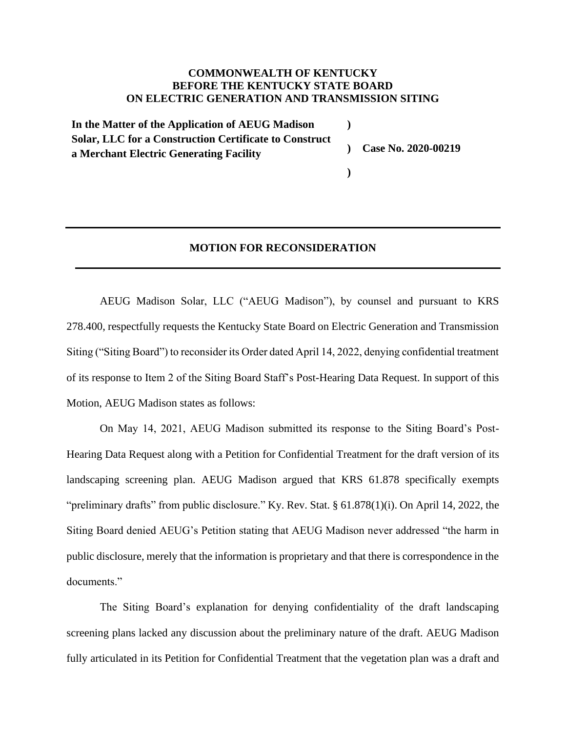**COMMONWEALTH OF KENTUCKY**
**BEFORE THE KENTUCKY STATE BOARD**
**ON ELECTRIC GENERATION AND TRANSMISSION SITING**

| | | |
|---|---|---|
| **In the Matter of the Application of AEUG Madison Solar, LLC for a Construction Certificate to Construct a Merchant Electric Generating Facility** | **)** **)** **)** | **Case No. 2020-00219** |

---

## MOTION FOR RECONSIDERATION

---

AEUG Madison Solar, LLC ("AEUG Madison"), by counsel and pursuant to KRS 278.400, respectfully requests the Kentucky State Board on Electric Generation and Transmission Siting ("Siting Board") to reconsider its Order dated April 14, 2022, denying confidential treatment of its response to Item 2 of the Siting Board Staff's Post-Hearing Data Request. In support of this Motion, AEUG Madison states as follows:

On May 14, 2021, AEUG Madison submitted its response to the Siting Board's Post-Hearing Data Request along with a Petition for Confidential Treatment for the draft version of its landscaping screening plan. AEUG Madison argued that KRS 61.878 specifically exempts "preliminary drafts" from public disclosure." Ky. Rev. Stat. § 61.878(1)(i). On April 14, 2022, the Siting Board denied AEUG's Petition stating that AEUG Madison never addressed "the harm in public disclosure, merely that the information is proprietary and that there is correspondence in the documents."

The Siting Board's explanation for denying confidentiality of the draft landscaping screening plans lacked any discussion about the preliminary nature of the draft. AEUG Madison fully articulated in its Petition for Confidential Treatment that the vegetation plan was a draft and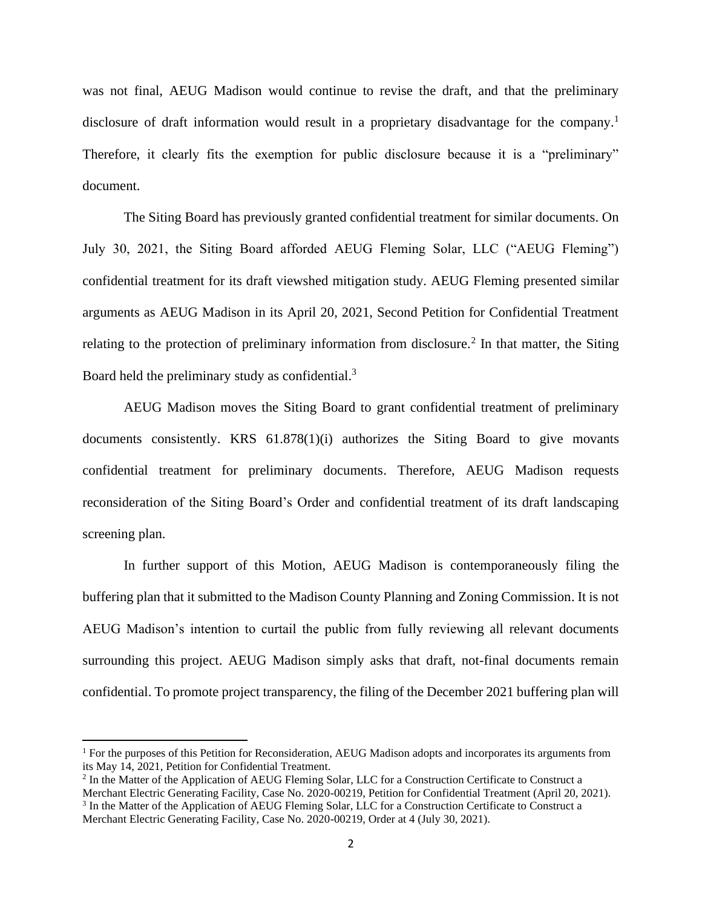was not final, AEUG Madison would continue to revise the draft, and that the preliminary disclosure of draft information would result in a proprietary disadvantage for the company.[1] Therefore, it clearly fits the exemption for public disclosure because it is a "preliminary" document.

The Siting Board has previously granted confidential treatment for similar documents. On July 30, 2021, the Siting Board afforded AEUG Fleming Solar, LLC ("AEUG Fleming") confidential treatment for its draft viewshed mitigation study. AEUG Fleming presented similar arguments as AEUG Madison in its April 20, 2021, Second Petition for Confidential Treatment relating to the protection of preliminary information from disclosure.[2] In that matter, the Siting Board held the preliminary study as confidential.[3]

AEUG Madison moves the Siting Board to grant confidential treatment of preliminary documents consistently. KRS 61.878(1)(i) authorizes the Siting Board to give movants confidential treatment for preliminary documents. Therefore, AEUG Madison requests reconsideration of the Siting Board's Order and confidential treatment of its draft landscaping screening plan.

In further support of this Motion, AEUG Madison is contemporaneously filing the buffering plan that it submitted to the Madison County Planning and Zoning Commission. It is not AEUG Madison's intention to curtail the public from fully reviewing all relevant documents surrounding this project. AEUG Madison simply asks that draft, not-final documents remain confidential. To promote project transparency, the filing of the December 2021 buffering plan will

---

[1] For the purposes of this Petition for Reconsideration, AEUG Madison adopts and incorporates its arguments from its May 14, 2021, Petition for Confidential Treatment.

[2] In the Matter of the Application of AEUG Fleming Solar, LLC for a Construction Certificate to Construct a Merchant Electric Generating Facility, Case No. 2020-00219, Petition for Confidential Treatment (April 20, 2021).

[3] In the Matter of the Application of AEUG Fleming Solar, LLC for a Construction Certificate to Construct a Merchant Electric Generating Facility, Case No. 2020-00219, Order at 4 (July 30, 2021).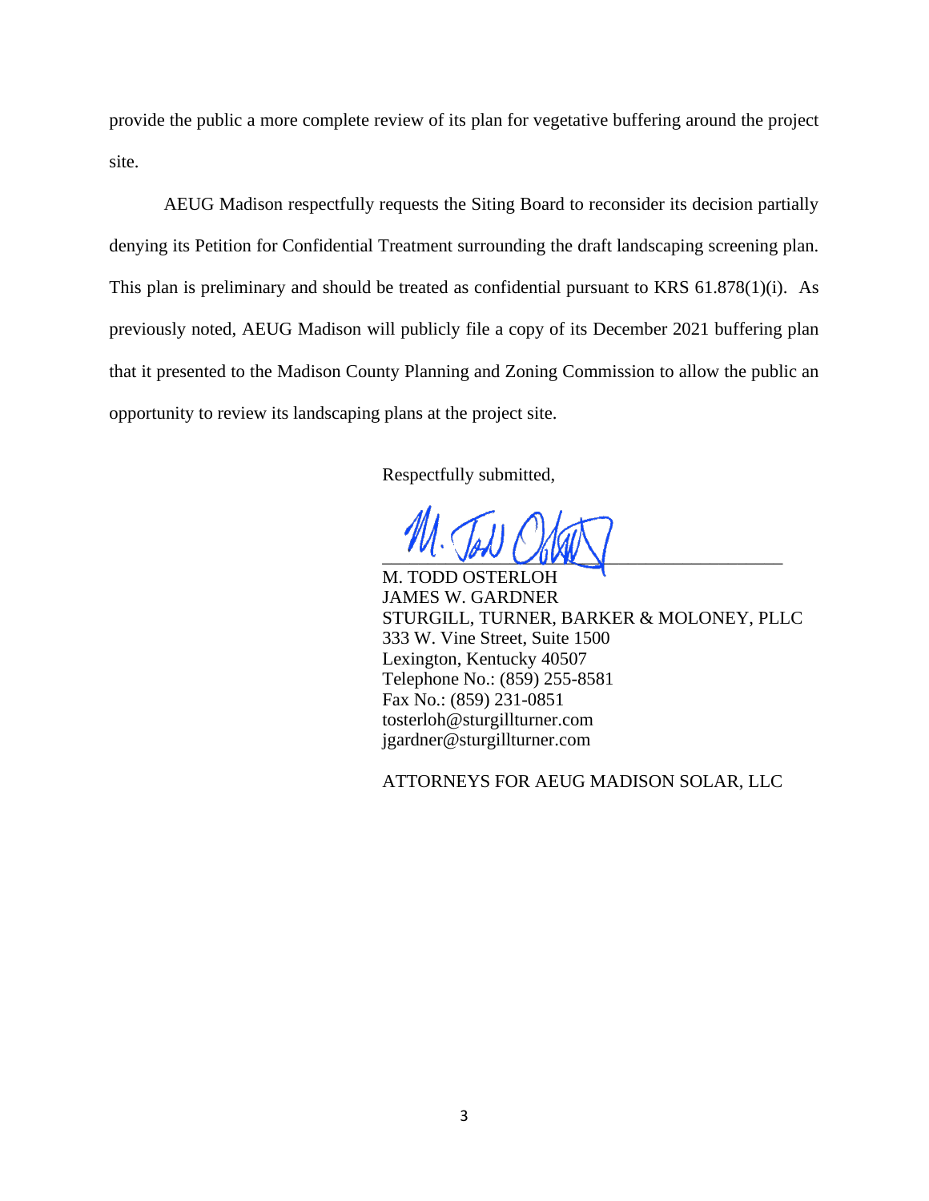provide the public a more complete review of its plan for vegetative buffering around the project site.

AEUG Madison respectfully requests the Siting Board to reconsider its decision partially denying its Petition for Confidential Treatment surrounding the draft landscaping screening plan. This plan is preliminary and should be treated as confidential pursuant to KRS 61.878(1)(i). As previously noted, AEUG Madison will publicly file a copy of its December 2021 buffering plan that it presented to the Madison County Planning and Zoning Commission to allow the public an opportunity to review its landscaping plans at the project site.

Respectfully submitted,

M. TODD OSTERLOH
JAMES W. GARDNER
STURGILL, TURNER, BARKER & MOLONEY, PLLC
333 W. Vine Street, Suite 1500
Lexington, Kentucky 40507
Telephone No.: (859) 255-8581
Fax No.: (859) 231-0851
tosterloh@sturgillturner.com
jgardner@sturgillturner.com

ATTORNEYS FOR AEUG MADISON SOLAR, LLC